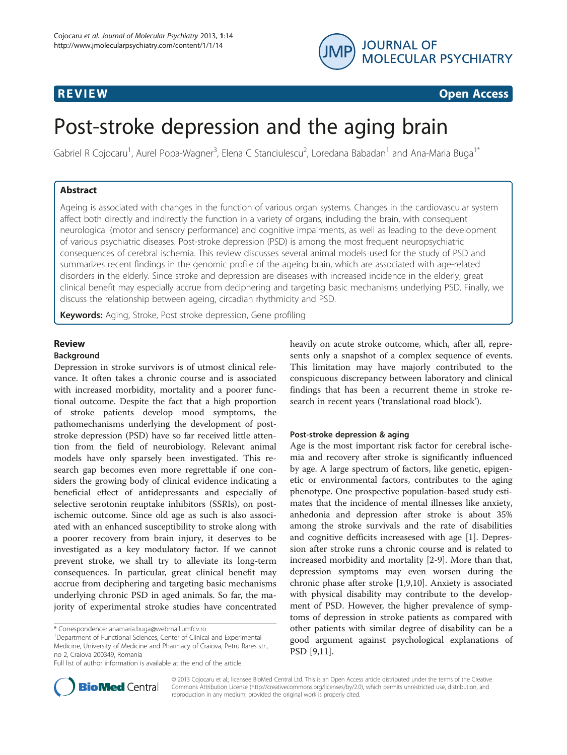**REVIEW** **Open Access**

# Post-stroke depression and the aging brain

Gabriel R Cojocaru[1], Aurel Popa-Wagner[3], Elena C Stanciulescu[2], Loredana Babadan[1] and Ana-Maria Buga[1*]

## Abstract

Ageing is associated with changes in the function of various organ systems. Changes in the cardiovascular system affect both directly and indirectly the function in a variety of organs, including the brain, with consequent neurological (motor and sensory performance) and cognitive impairments, as well as leading to the development of various psychiatric diseases. Post-stroke depression (PSD) is among the most frequent neuropsychiatric consequences of cerebral ischemia. This review discusses several animal models used for the study of PSD and summarizes recent findings in the genomic profile of the ageing brain, which are associated with age-related disorders in the elderly. Since stroke and depression are diseases with increased incidence in the elderly, great clinical benefit may especially accrue from deciphering and targeting basic mechanisms underlying PSD. Finally, we discuss the relationship between ageing, circadian rhythmicity and PSD.

**Keywords:** Aging, Stroke, Post stroke depression, Gene profiling

## Review

### Background

Depression in stroke survivors is of utmost clinical relevance. It often takes a chronic course and is associated with increased morbidity, mortality and a poorer functional outcome. Despite the fact that a high proportion of stroke patients develop mood symptoms, the pathomechanisms underlying the development of post-stroke depression (PSD) have so far received little attention from the field of neurobiology. Relevant animal models have only sparsely been investigated. This research gap becomes even more regrettable if one considers the growing body of clinical evidence indicating a beneficial effect of antidepressants and especially of selective serotonin reuptake inhibitors (SSRIs), on post-ischemic outcome. Since old age as such is also associated with an enhanced susceptibility to stroke along with a poorer recovery from brain injury, it deserves to be investigated as a key modulatory factor. If we cannot prevent stroke, we shall try to alleviate its long-term consequences. In particular, great clinical benefit may accrue from deciphering and targeting basic mechanisms underlying chronic PSD in aged animals. So far, the majority of experimental stroke studies have concentrated heavily on acute stroke outcome, which, after all, represents only a snapshot of a complex sequence of events. This limitation may have majorly contributed to the conspicuous discrepancy between laboratory and clinical findings that has been a recurrent theme in stroke research in recent years ('translational road block').

### Post-stroke depression & aging

Age is the most important risk factor for cerebral ischemia and recovery after stroke is significantly influenced by age. A large spectrum of factors, like genetic, epigenetic or environmental factors, contributes to the aging phenotype. One prospective population-based study estimates that the incidence of mental illnesses like anxiety, anhedonia and depression after stroke is about 35% among the stroke survivals and the rate of disabilities and cognitive defficits increasesed with age [1]. Depression after stroke runs a chronic course and is related to increased morbidity and mortality [2-9]. More than that, depression symptoms may even worsen during the chronic phase after stroke [1,9,10]. Anxiety is associated with physical disability may contribute to the development of PSD. However, the higher prevalence of symptoms of depression in stroke patients as compared with other patients with similar degree of disability can be a good argument against psychological explanations of PSD [9,11].

\* Correspondence: anamaria.buga@webmail.umfcv.ro
[1]Department of Functional Sciences, Center of Clinical and Experimental Medicine, University of Medicine and Pharmacy of Craiova, Petru Rares str., no 2, Craiova 200349, Romania
Full list of author information is available at the end of the article

© 2013 Cojocaru et al.; licensee BioMed Central Ltd. This is an Open Access article distributed under the terms of the Creative Commons Attribution License (http://creativecommons.org/licenses/by/2.0), which permits unrestricted use, distribution, and reproduction in any medium, provided the original work is properly cited.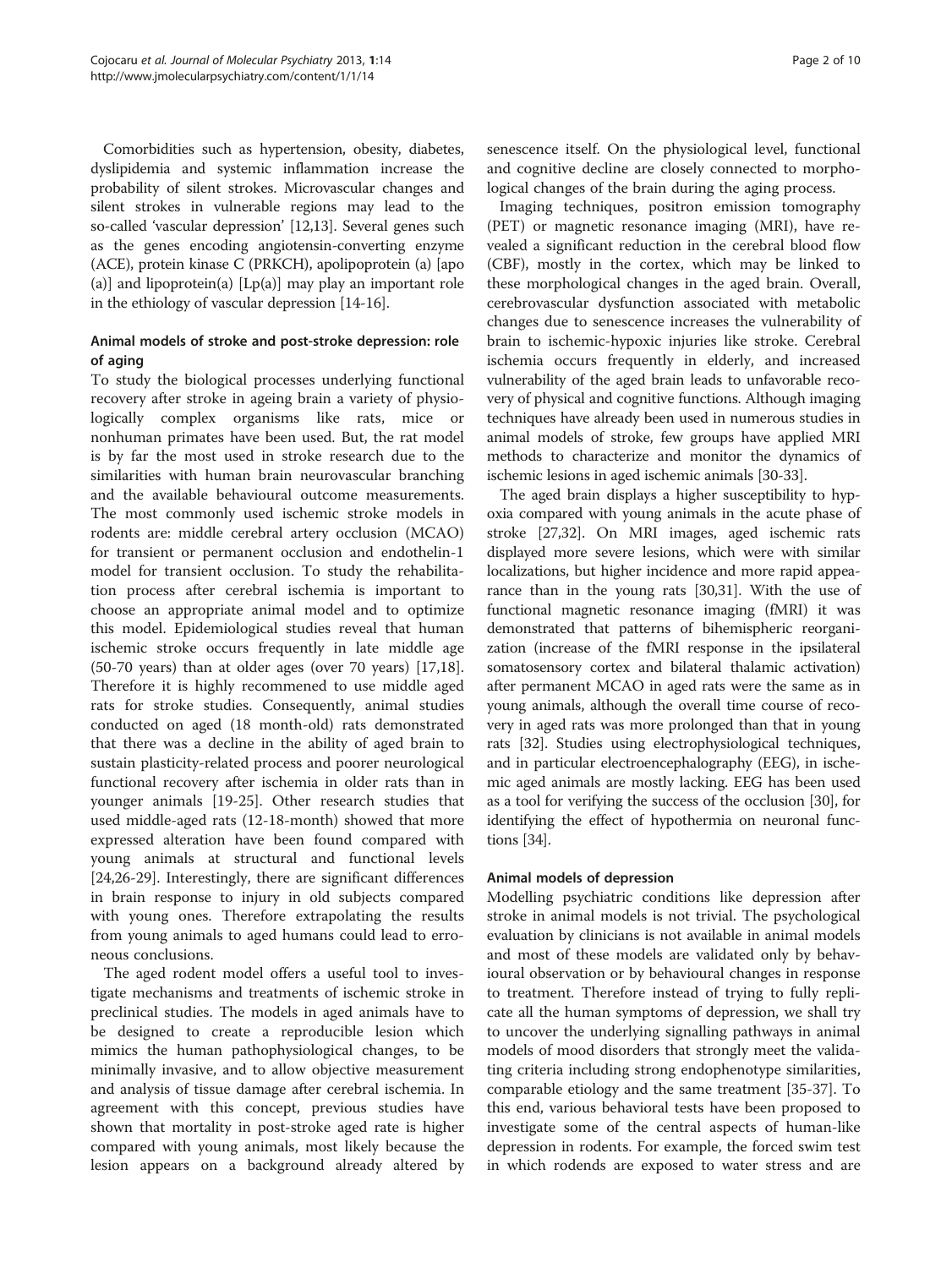Comorbidities such as hypertension, obesity, diabetes, dyslipidemia and systemic inflammation increase the probability of silent strokes. Microvascular changes and silent strokes in vulnerable regions may lead to the so-called 'vascular depression' [12,13]. Several genes such as the genes encoding angiotensin-converting enzyme (ACE), protein kinase C (PRKCH), apolipoprotein (a) [apo (a)] and lipoprotein(a) [Lp(a)] may play an important role in the ethiology of vascular depression [14-16].

## Animal models of stroke and post-stroke depression: role of aging

To study the biological processes underlying functional recovery after stroke in ageing brain a variety of physiologically complex organisms like rats, mice or nonhuman primates have been used. But, the rat model is by far the most used in stroke research due to the similarities with human brain neurovascular branching and the available behavioural outcome measurements. The most commonly used ischemic stroke models in rodents are: middle cerebral artery occlusion (MCAO) for transient or permanent occlusion and endothelin-1 model for transient occlusion. To study the rehabilitation process after cerebral ischemia is important to choose an appropriate animal model and to optimize this model. Epidemiological studies reveal that human ischemic stroke occurs frequently in late middle age (50-70 years) than at older ages (over 70 years) [17,18]. Therefore it is highly recommened to use middle aged rats for stroke studies. Consequently, animal studies conducted on aged (18 month-old) rats demonstrated that there was a decline in the ability of aged brain to sustain plasticity-related process and poorer neurological functional recovery after ischemia in older rats than in younger animals [19-25]. Other research studies that used middle-aged rats (12-18-month) showed that more expressed alteration have been found compared with young animals at structural and functional levels [24,26-29]. Interestingly, there are significant differences in brain response to injury in old subjects compared with young ones. Therefore extrapolating the results from young animals to aged humans could lead to erroneous conclusions.

The aged rodent model offers a useful tool to investigate mechanisms and treatments of ischemic stroke in preclinical studies. The models in aged animals have to be designed to create a reproducible lesion which mimics the human pathophysiological changes, to be minimally invasive, and to allow objective measurement and analysis of tissue damage after cerebral ischemia. In agreement with this concept, previous studies have shown that mortality in post-stroke aged rate is higher compared with young animals, most likely because the lesion appears on a background already altered by senescence itself. On the physiological level, functional and cognitive decline are closely connected to morphological changes of the brain during the aging process.

Imaging techniques, positron emission tomography (PET) or magnetic resonance imaging (MRI), have revealed a significant reduction in the cerebral blood flow (CBF), mostly in the cortex, which may be linked to these morphological changes in the aged brain. Overall, cerebrovascular dysfunction associated with metabolic changes due to senescence increases the vulnerability of brain to ischemic-hypoxic injuries like stroke. Cerebral ischemia occurs frequently in elderly, and increased vulnerability of the aged brain leads to unfavorable recovery of physical and cognitive functions. Although imaging techniques have already been used in numerous studies in animal models of stroke, few groups have applied MRI methods to characterize and monitor the dynamics of ischemic lesions in aged ischemic animals [30-33].

The aged brain displays a higher susceptibility to hypoxia compared with young animals in the acute phase of stroke [27,32]. On MRI images, aged ischemic rats displayed more severe lesions, which were with similar localizations, but higher incidence and more rapid appearance than in the young rats [30,31]. With the use of functional magnetic resonance imaging (fMRI) it was demonstrated that patterns of bihemispheric reorganization (increase of the fMRI response in the ipsilateral somatosensory cortex and bilateral thalamic activation) after permanent MCAO in aged rats were the same as in young animals, although the overall time course of recovery in aged rats was more prolonged than that in young rats [32]. Studies using electrophysiological techniques, and in particular electroencephalography (EEG), in ischemic aged animals are mostly lacking. EEG has been used as a tool for verifying the success of the occlusion [30], for identifying the effect of hypothermia on neuronal functions [34].

## Animal models of depression

Modelling psychiatric conditions like depression after stroke in animal models is not trivial. The psychological evaluation by clinicians is not available in animal models and most of these models are validated only by behavioural observation or by behavioural changes in response to treatment. Therefore instead of trying to fully replicate all the human symptoms of depression, we shall try to uncover the underlying signalling pathways in animal models of mood disorders that strongly meet the validating criteria including strong endophenotype similarities, comparable etiology and the same treatment [35-37]. To this end, various behavioral tests have been proposed to investigate some of the central aspects of human-like depression in rodents. For example, the forced swim test in which rodends are exposed to water stress and are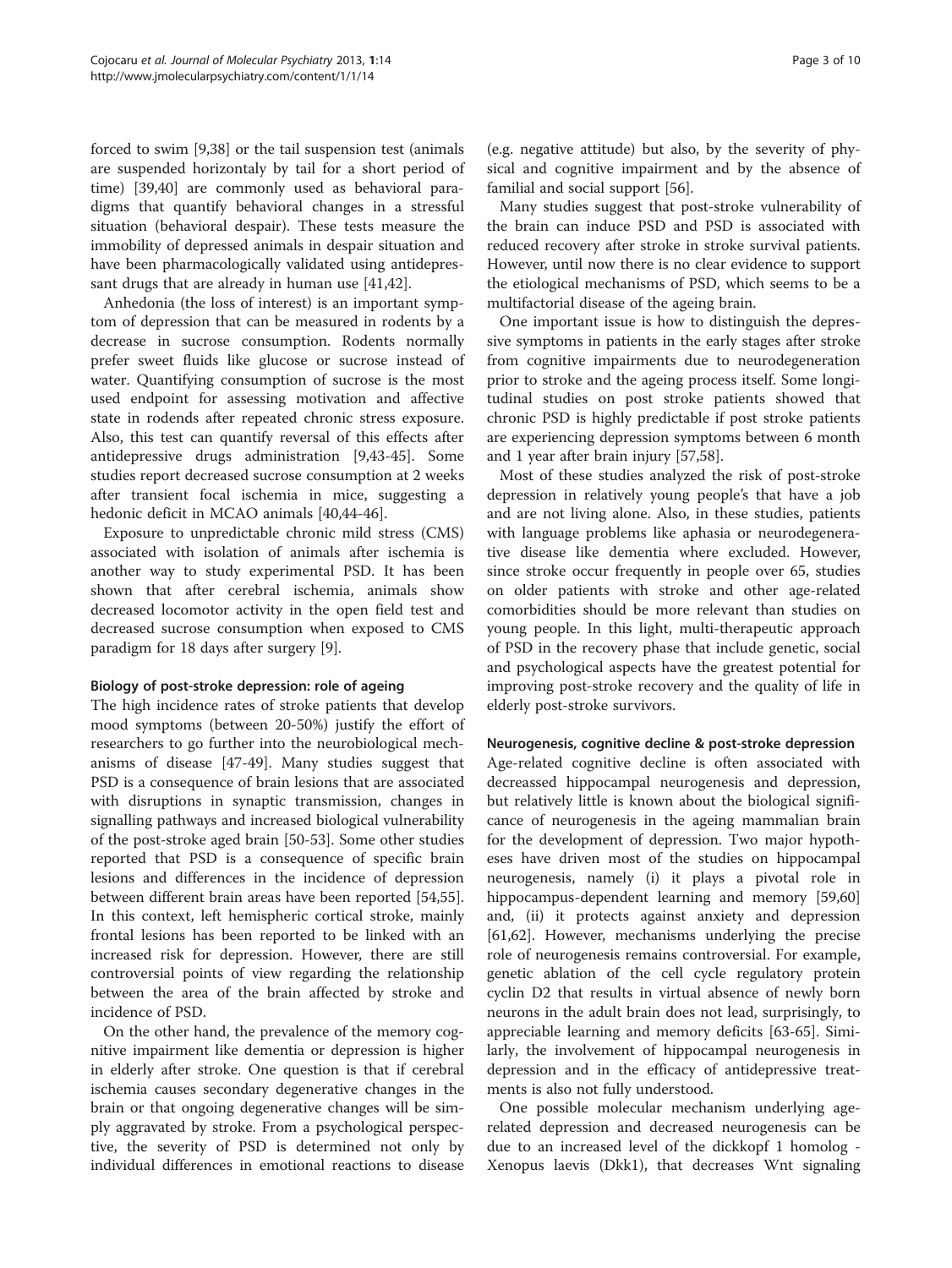forced to swim [9,38] or the tail suspension test (animals are suspended horizontaly by tail for a short period of time) [39,40] are commonly used as behavioral paradigms that quantify behavioral changes in a stressful situation (behavioral despair). These tests measure the immobility of depressed animals in despair situation and have been pharmacologically validated using antidepressant drugs that are already in human use [41,42].

Anhedonia (the loss of interest) is an important symptom of depression that can be measured in rodents by a decrease in sucrose consumption. Rodents normally prefer sweet fluids like glucose or sucrose instead of water. Quantifying consumption of sucrose is the most used endpoint for assessing motivation and affective state in rodends after repeated chronic stress exposure. Also, this test can quantify reversal of this effects after antidepressive drugs administration [9,43-45]. Some studies report decreased sucrose consumption at 2 weeks after transient focal ischemia in mice, suggesting a hedonic deficit in MCAO animals [40,44-46].

Exposure to unpredictable chronic mild stress (CMS) associated with isolation of animals after ischemia is another way to study experimental PSD. It has been shown that after cerebral ischemia, animals show decreased locomotor activity in the open field test and decreased sucrose consumption when exposed to CMS paradigm for 18 days after surgery [9].

### Biology of post-stroke depression: role of ageing

The high incidence rates of stroke patients that develop mood symptoms (between 20-50%) justify the effort of researchers to go further into the neurobiological mechanisms of disease [47-49]. Many studies suggest that PSD is a consequence of brain lesions that are associated with disruptions in synaptic transmission, changes in signalling pathways and increased biological vulnerability of the post-stroke aged brain [50-53]. Some other studies reported that PSD is a consequence of specific brain lesions and differences in the incidence of depression between different brain areas have been reported [54,55]. In this context, left hemispheric cortical stroke, mainly frontal lesions has been reported to be linked with an increased risk for depression. However, there are still controversial points of view regarding the relationship between the area of the brain affected by stroke and incidence of PSD.

On the other hand, the prevalence of the memory cognitive impairment like dementia or depression is higher in elderly after stroke. One question is that if cerebral ischemia causes secondary degenerative changes in the brain or that ongoing degenerative changes will be simply aggravated by stroke. From a psychological perspective, the severity of PSD is determined not only by individual differences in emotional reactions to disease (e.g. negative attitude) but also, by the severity of physical and cognitive impairment and by the absence of familial and social support [56].

Many studies suggest that post-stroke vulnerability of the brain can induce PSD and PSD is associated with reduced recovery after stroke in stroke survival patients. However, until now there is no clear evidence to support the etiological mechanisms of PSD, which seems to be a multifactorial disease of the ageing brain.

One important issue is how to distinguish the depressive symptoms in patients in the early stages after stroke from cognitive impairments due to neurodegeneration prior to stroke and the ageing process itself. Some longitudinal studies on post stroke patients showed that chronic PSD is highly predictable if post stroke patients are experiencing depression symptoms between 6 month and 1 year after brain injury [57,58].

Most of these studies analyzed the risk of post-stroke depression in relatively young people's that have a job and are not living alone. Also, in these studies, patients with language problems like aphasia or neurodegenerative disease like dementia where excluded. However, since stroke occur frequently in people over 65, studies on older patients with stroke and other age-related comorbidities should be more relevant than studies on young people. In this light, multi-therapeutic approach of PSD in the recovery phase that include genetic, social and psychological aspects have the greatest potential for improving post-stroke recovery and the quality of life in elderly post-stroke survivors.

### Neurogenesis, cognitive decline & post-stroke depression

Age-related cognitive decline is often associated with decreassed hippocampal neurogenesis and depression, but relatively little is known about the biological significance of neurogenesis in the ageing mammalian brain for the development of depression. Two major hypotheses have driven most of the studies on hippocampal neurogenesis, namely (i) it plays a pivotal role in hippocampus-dependent learning and memory [59,60] and, (ii) it protects against anxiety and depression [61,62]. However, mechanisms underlying the precise role of neurogenesis remains controversial. For example, genetic ablation of the cell cycle regulatory protein cyclin D2 that results in virtual absence of newly born neurons in the adult brain does not lead, surprisingly, to appreciable learning and memory deficits [63-65]. Similarly, the involvement of hippocampal neurogenesis in depression and in the efficacy of antidepressive treatments is also not fully understood.

One possible molecular mechanism underlying age-related depression and decreased neurogenesis can be due to an increased level of the dickkopf 1 homolog - Xenopus laevis (Dkk1), that decreases Wnt signaling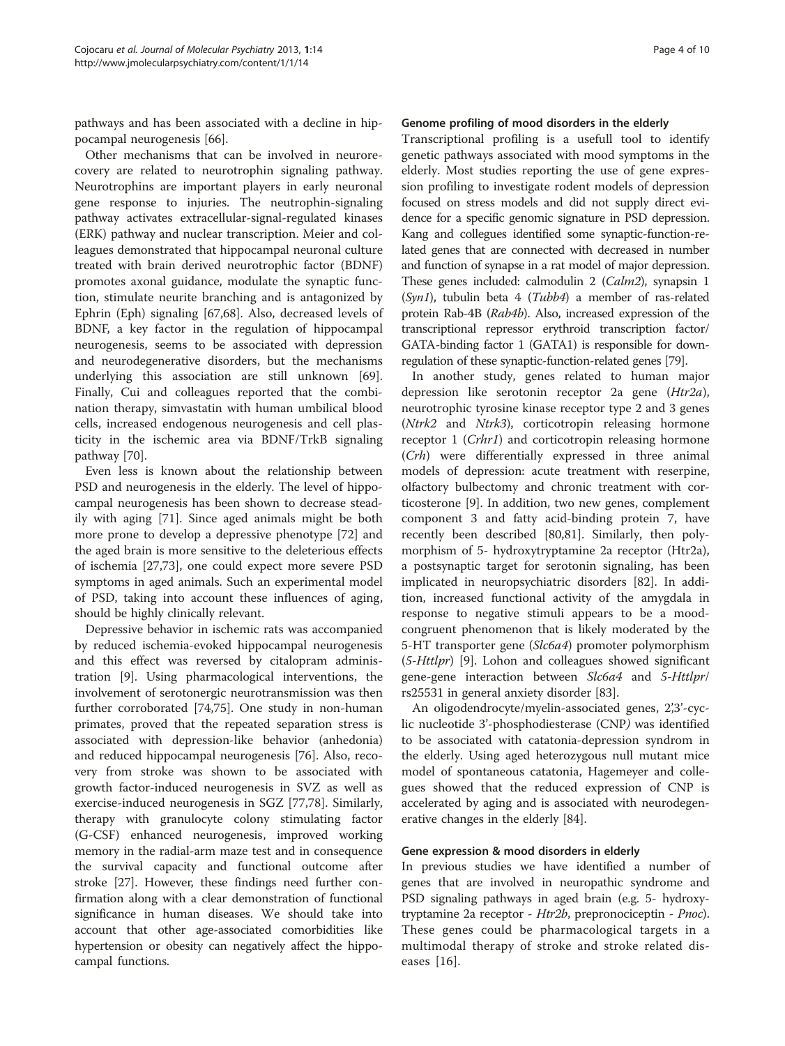pathways and has been associated with a decline in hippocampal neurogenesis [66].

Other mechanisms that can be involved in neurorecovery are related to neurotrophin signaling pathway. Neurotrophins are important players in early neuronal gene response to injuries. The neutrophin-signaling pathway activates extracellular-signal-regulated kinases (ERK) pathway and nuclear transcription. Meier and colleagues demonstrated that hippocampal neuronal culture treated with brain derived neurotrophic factor (BDNF) promotes axonal guidance, modulate the synaptic function, stimulate neurite branching and is antagonized by Ephrin (Eph) signaling [67,68]. Also, decreased levels of BDNF, a key factor in the regulation of hippocampal neurogenesis, seems to be associated with depression and neurodegenerative disorders, but the mechanisms underlying this association are still unknown [69]. Finally, Cui and colleagues reported that the combination therapy, simvastatin with human umbilical blood cells, increased endogenous neurogenesis and cell plasticity in the ischemic area via BDNF/TrkB signaling pathway [70].

Even less is known about the relationship between PSD and neurogenesis in the elderly. The level of hippocampal neurogenesis has been shown to decrease steadily with aging [71]. Since aged animals might be both more prone to develop a depressive phenotype [72] and the aged brain is more sensitive to the deleterious effects of ischemia [27,73], one could expect more severe PSD symptoms in aged animals. Such an experimental model of PSD, taking into account these influences of aging, should be highly clinically relevant.

Depressive behavior in ischemic rats was accompanied by reduced ischemia-evoked hippocampal neurogenesis and this effect was reversed by citalopram administration [9]. Using pharmacological interventions, the involvement of serotonergic neurotransmission was then further corroborated [74,75]. One study in non-human primates, proved that the repeated separation stress is associated with depression-like behavior (anhedonia) and reduced hippocampal neurogenesis [76]. Also, recovery from stroke was shown to be associated with growth factor-induced neurogenesis in SVZ as well as exercise-induced neurogenesis in SGZ [77,78]. Similarly, therapy with granulocyte colony stimulating factor (G-CSF) enhanced neurogenesis, improved working memory in the radial-arm maze test and in consequence the survival capacity and functional outcome after stroke [27]. However, these findings need further confirmation along with a clear demonstration of functional significance in human diseases. We should take into account that other age-associated comorbidities like hypertension or obesity can negatively affect the hippocampal functions.

## Genome profiling of mood disorders in the elderly

Transcriptional profiling is a usefull tool to identify genetic pathways associated with mood symptoms in the elderly. Most studies reporting the use of gene expression profiling to investigate rodent models of depression focused on stress models and did not supply direct evidence for a specific genomic signature in PSD depression. Kang and collegues identified some synaptic-function-related genes that are connected with decreased in number and function of synapse in a rat model of major depression. These genes included: calmodulin 2 (*Calm2*), synapsin 1 (*Syn1*), tubulin beta 4 (*Tubb4*) a member of ras-related protein Rab-4B (*Rab4b*). Also, increased expression of the transcriptional repressor erythroid transcription factor/ GATA-binding factor 1 (GATA1) is responsible for downregulation of these synaptic-function-related genes [79].

In another study, genes related to human major depression like serotonin receptor 2a gene (*Htr2a*), neurotrophic tyrosine kinase receptor type 2 and 3 genes (*Ntrk2* and *Ntrk3*), corticotropin releasing hormone receptor 1 (*Crhr1*) and corticotropin releasing hormone (*Crh*) were differentially expressed in three animal models of depression: acute treatment with reserpine, olfactory bulbectomy and chronic treatment with corticosterone [9]. In addition, two new genes, complement component 3 and fatty acid-binding protein 7, have recently been described [80,81]. Similarly, then polymorphism of 5- hydroxytryptamine 2a receptor (Htr2a), a postsynaptic target for serotonin signaling, has been implicated in neuropsychiatric disorders [82]. In addition, increased functional activity of the amygdala in response to negative stimuli appears to be a mood-congruent phenomenon that is likely moderated by the 5-HT transporter gene (*Slc6a4*) promoter polymorphism (*5-Httlpr*) [9]. Lohon and colleagues showed significant gene-gene interaction between *Slc6a4* and *5-Httlpr*/ rs25531 in general anxiety disorder [83].

An oligodendrocyte/myelin-associated genes, 2',3'-cyclic nucleotide 3'-phosphodiesterase (CNP*)* was identified to be associated with catatonia-depression syndrom in the elderly. Using aged heterozygous null mutant mice model of spontaneous catatonia, Hagemeyer and collegues showed that the reduced expression of CNP is accelerated by aging and is associated with neurodegenerative changes in the elderly [84].

## Gene expression & mood disorders in elderly

In previous studies we have identified a number of genes that are involved in neuropathic syndrome and PSD signaling pathways in aged brain (e.g. 5- hydroxytryptamine 2a receptor - *Htr2b*, prepronociceptin - *Pnoc*). These genes could be pharmacological targets in a multimodal therapy of stroke and stroke related diseases [16].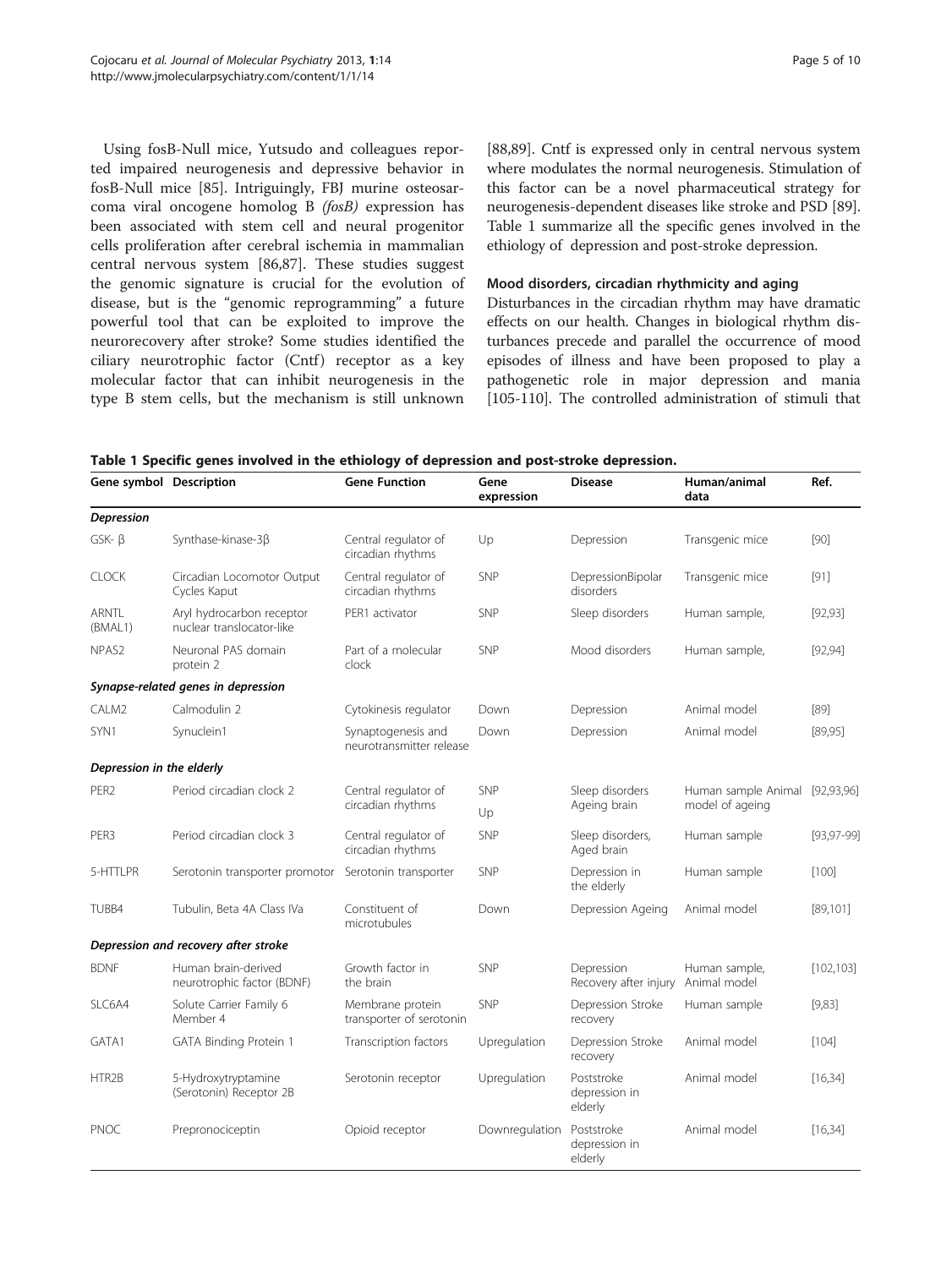Using fosB-Null mice, Yutsudo and colleagues reported impaired neurogenesis and depressive behavior in fosB-Null mice [85]. Intriguingly, FBJ murine osteosarcoma viral oncogene homolog B *(fosB)* expression has been associated with stem cell and neural progenitor cells proliferation after cerebral ischemia in mammalian central nervous system [86,87]. These studies suggest the genomic signature is crucial for the evolution of disease, but is the "genomic reprogramming" a future powerful tool that can be exploited to improve the neurorecovery after stroke? Some studies identified the ciliary neurotrophic factor (Cntf) receptor as a key molecular factor that can inhibit neurogenesis in the type B stem cells, but the mechanism is still unknown [88,89]. Cntf is expressed only in central nervous system where modulates the normal neurogenesis. Stimulation of this factor can be a novel pharmaceutical strategy for neurogenesis-dependent diseases like stroke and PSD [89]. Table 1 summarize all the specific genes involved in the ethiology of depression and post-stroke depression.

### Mood disorders, circadian rhythmicity and aging

Disturbances in the circadian rhythm may have dramatic effects on our health. Changes in biological rhythm disturbances precede and parallel the occurrence of mood episodes of illness and have been proposed to play a pathogenetic role in major depression and mania [105-110]. The controlled administration of stimuli that

**Table 1 Specific genes involved in the ethiology of depression and post-stroke depression.**

| Gene symbol | Description | Gene Function | Gene expression | Disease | Human/animal data | Ref. |
|---|---|---|---|---|---|---|
| ***Depression*** | | | | | | |
| GSK- β | Synthase-kinase-3β | Central regulator of circadian rhythms | Up | Depression | Transgenic mice | [90] |
| CLOCK | Circadian Locomotor Output Cycles Kaput | Central regulator of circadian rhythms | SNP | DepressionBipolar disorders | Transgenic mice | [91] |
| ARNTL (BMAL1) | Aryl hydrocarbon receptor nuclear translocator-like | PER1 activator | SNP | Sleep disorders | Human sample, | [92,93] |
| NPAS2 | Neuronal PAS domain protein 2 | Part of a molecular clock | SNP | Mood disorders | Human sample, | [92,94] |
| ***Synapse-related genes in depression*** | | | | | | |
| CALM2 | Calmodulin 2 | Cytokinesis regulator | Down | Depression | Animal model | [89] |
| SYN1 | Synuclein1 | Synaptogenesis and neurotransmitter release | Down | Depression | Animal model | [89,95] |
| ***Depression in the elderly*** | | | | | | |
| PER2 | Period circadian clock 2 | Central regulator of circadian rhythms | SNP Up | Sleep disorders Ageing brain | Human sample Animal model of ageing | [92,93,96] |
| PER3 | Period circadian clock 3 | Central regulator of circadian rhythms | SNP | Sleep disorders, Aged brain | Human sample | [93,97-99] |
| 5-HTTLPR | Serotonin transporter promotor | Serotonin transporter | SNP | Depression in the elderly | Human sample | [100] |
| TUBB4 | Tubulin, Beta 4A Class IVa | Constituent of microtubules | Down | Depression Ageing | Animal model | [89,101] |
| ***Depression and recovery after stroke*** | | | | | | |
| BDNF | Human brain-derived neurotrophic factor (BDNF) | Growth factor in the brain | SNP | Depression Recovery after injury | Human sample, Animal model | [102,103] |
| SLC6A4 | Solute Carrier Family 6 Member 4 | Membrane protein transporter of serotonin | SNP | Depression Stroke recovery | Human sample | [9,83] |
| GATA1 | GATA Binding Protein 1 | Transcription factors | Upregulation | Depression Stroke recovery | Animal model | [104] |
| HTR2B | 5-Hydroxytryptamine (Serotonin) Receptor 2B | Serotonin receptor | Upregulation | Poststroke depression in elderly | Animal model | [16,34] |
| PNOC | Prepronociceptin | Opioid receptor | Downregulation | Poststroke depression in elderly | Animal model | [16,34] |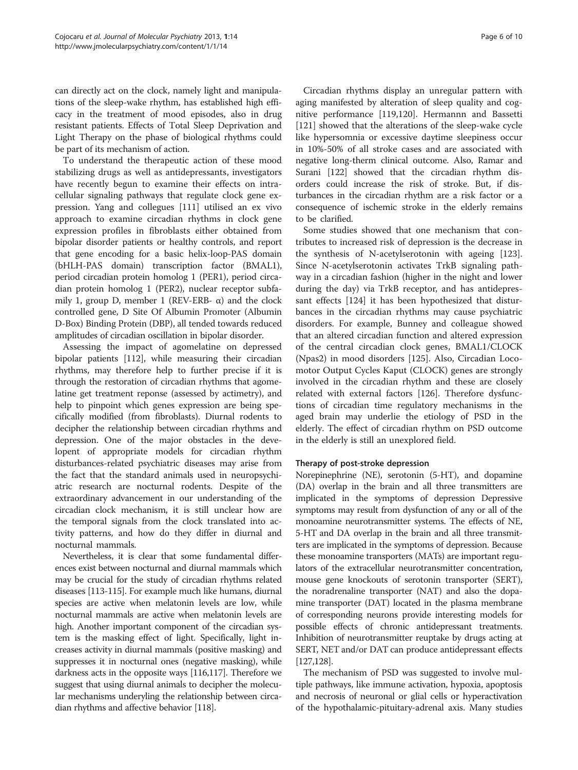can directly act on the clock, namely light and manipulations of the sleep-wake rhythm, has established high efficacy in the treatment of mood episodes, also in drug resistant patients. Effects of Total Sleep Deprivation and Light Therapy on the phase of biological rhythms could be part of its mechanism of action.

To understand the therapeutic action of these mood stabilizing drugs as well as antidepressants, investigators have recently begun to examine their effects on intracellular signaling pathways that regulate clock gene expression. Yang and collegues [111] utilised an ex vivo approach to examine circadian rhythms in clock gene expression profiles in fibroblasts either obtained from bipolar disorder patients or healthy controls, and report that gene encoding for a basic helix-loop-PAS domain (bHLH-PAS domain) transcription factor (BMAL1), period circadian protein homolog 1 (PER1), period circadian protein homolog 1 (PER2), nuclear receptor subfamily 1, group D, member 1 (REV-ERB- α) and the clock controlled gene, D Site Of Albumin Promoter (Albumin D-Box) Binding Protein (DBP), all tended towards reduced amplitudes of circadian oscillation in bipolar disorder.

Assessing the impact of agomelatine on depressed bipolar patients [112], while measuring their circadian rhythms, may therefore help to further precise if it is through the restoration of circadian rhythms that agomelatine get treatment reponse (assessed by actimetry), and help to pinpoint which genes expression are being specifically modified (from fibroblasts). Diurnal rodents to decipher the relationship between circadian rhythms and depression. One of the major obstacles in the developent of appropriate models for circadian rhythm disturbances-related psychiatric diseases may arise from the fact that the standard animals used in neuropsychiatric research are nocturnal rodents. Despite of the extraordinary advancement in our understanding of the circadian clock mechanism, it is still unclear how are the temporal signals from the clock translated into activity patterns, and how do they differ in diurnal and nocturnal mammals.

Nevertheless, it is clear that some fundamental differences exist between nocturnal and diurnal mammals which may be crucial for the study of circadian rhythms related diseases [113-115]. For example much like humans, diurnal species are active when melatonin levels are low, while nocturnal mammals are active when melatonin levels are high. Another important component of the circadian system is the masking effect of light. Specifically, light increases activity in diurnal mammals (positive masking) and suppresses it in nocturnal ones (negative masking), while darkness acts in the opposite ways [116,117]. Therefore we suggest that using diurnal animals to decipher the molecular mechanisms underyling the relationship between circadian rhythms and affective behavior [118].

Circadian rhythms display an unregular pattern with aging manifested by alteration of sleep quality and cognitive performance [119,120]. Hermannn and Bassetti [121] showed that the alterations of the sleep-wake cycle like hypersomnia or excessive daytime sleepiness occur in 10%-50% of all stroke cases and are associated with negative long-therm clinical outcome. Also, Ramar and Surani [122] showed that the circadian rhythm disorders could increase the risk of stroke. But, if disturbances in the circadian rhythm are a risk factor or a consequence of ischemic stroke in the elderly remains to be clarified.

Some studies showed that one mechanism that contributes to increased risk of depression is the decrease in the synthesis of N-acetylserotonin with ageing [123]. Since N-acetylserotonin activates TrkB signaling pathway in a circadian fashion (higher in the night and lower during the day) via TrkB receptor, and has antidepressant effects [124] it has been hypothesized that disturbances in the circadian rhythms may cause psychiatric disorders. For example, Bunney and colleague showed that an altered circadian function and altered expression of the central circadian clock genes, BMAL1/CLOCK (Npas2) in mood disorders [125]. Also, Circadian Locomotor Output Cycles Kaput (CLOCK) genes are strongly involved in the circadian rhythm and these are closely related with external factors [126]. Therefore dysfunctions of circadian time regulatory mechanisms in the aged brain may underlie the etiology of PSD in the elderly. The effect of circadian rhythm on PSD outcome in the elderly is still an unexplored field.

### Therapy of post-stroke depression

Norepinephrine (NE), serotonin (5-HT), and dopamine (DA) overlap in the brain and all three transmitters are implicated in the symptoms of depression Depressive symptoms may result from dysfunction of any or all of the monoamine neurotransmitter systems. The effects of NE, 5-HT and DA overlap in the brain and all three transmitters are implicated in the symptoms of depression. Because these monoamine transporters (MATs) are important regulators of the extracellular neurotransmitter concentration, mouse gene knockouts of serotonin transporter (SERT), the noradrenaline transporter (NAT) and also the dopamine transporter (DAT) located in the plasma membrane of corresponding neurons provide interesting models for possible effects of chronic antidepressant treatments. Inhibition of neurotransmitter reuptake by drugs acting at SERT, NET and/or DAT can produce antidepressant effects [127,128].

The mechanism of PSD was suggested to involve multiple pathways, like immune activation, hypoxia, apoptosis and necrosis of neuronal or glial cells or hyperactivation of the hypothalamic-pituitary-adrenal axis. Many studies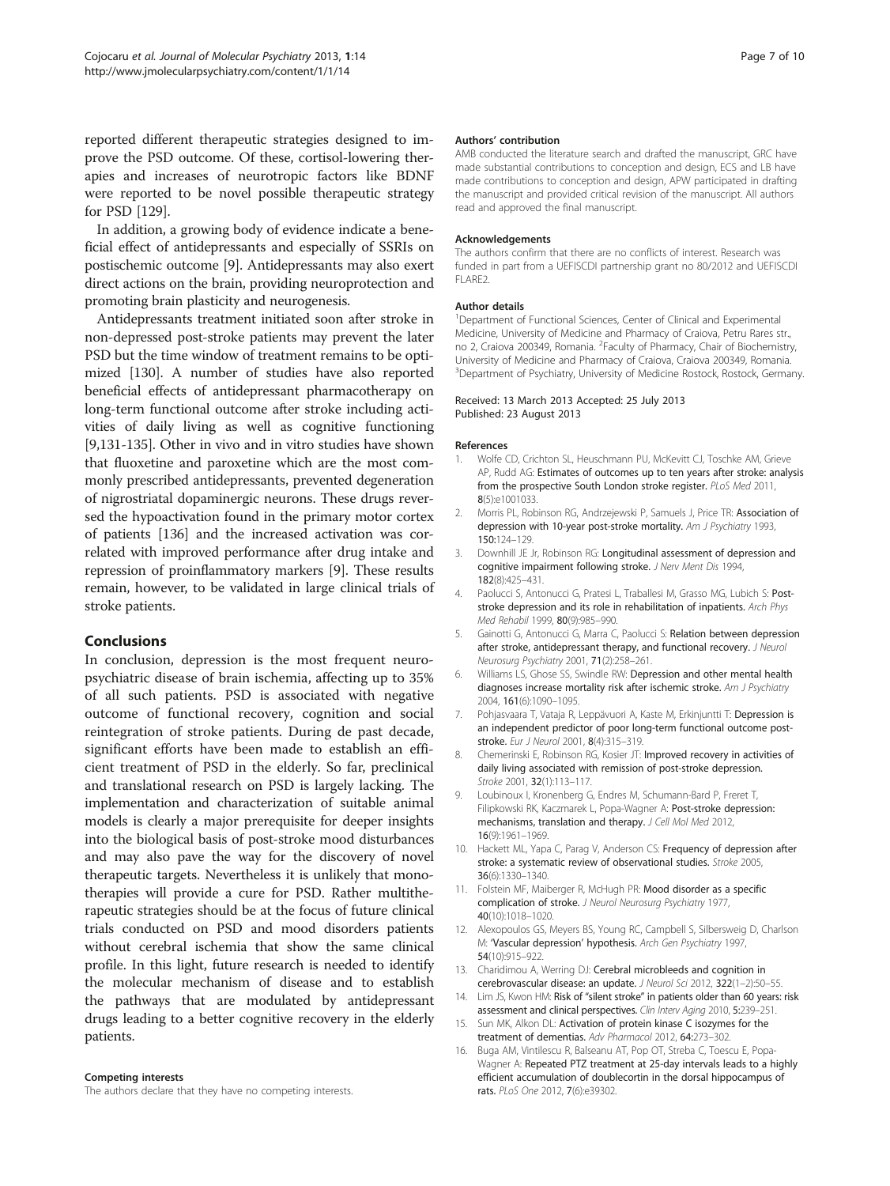reported different therapeutic strategies designed to improve the PSD outcome. Of these, cortisol-lowering therapies and increases of neurotropic factors like BDNF were reported to be novel possible therapeutic strategy for PSD [129].

In addition, a growing body of evidence indicate a beneficial effect of antidepressants and especially of SSRIs on postischemic outcome [9]. Antidepressants may also exert direct actions on the brain, providing neuroprotection and promoting brain plasticity and neurogenesis.

Antidepressants treatment initiated soon after stroke in non-depressed post-stroke patients may prevent the later PSD but the time window of treatment remains to be optimized [130]. A number of studies have also reported beneficial effects of antidepressant pharmacotherapy on long-term functional outcome after stroke including activities of daily living as well as cognitive functioning [9,131-135]. Other in vivo and in vitro studies have shown that fluoxetine and paroxetine which are the most commonly prescribed antidepressants, prevented degeneration of nigrostriatal dopaminergic neurons. These drugs reversed the hypoactivation found in the primary motor cortex of patients [136] and the increased activation was correlated with improved performance after drug intake and repression of proinflammatory markers [9]. These results remain, however, to be validated in large clinical trials of stroke patients.

## Conclusions

In conclusion, depression is the most frequent neuropsychiatric disease of brain ischemia, affecting up to 35% of all such patients. PSD is associated with negative outcome of functional recovery, cognition and social reintegration of stroke patients. During de past decade, significant efforts have been made to establish an efficient treatment of PSD in the elderly. So far, preclinical and translational research on PSD is largely lacking. The implementation and characterization of suitable animal models is clearly a major prerequisite for deeper insights into the biological basis of post-stroke mood disturbances and may also pave the way for the discovery of novel therapeutic targets. Nevertheless it is unlikely that monotherapies will provide a cure for PSD. Rather multitherapeutic strategies should be at the focus of future clinical trials conducted on PSD and mood disorders patients without cerebral ischemia that show the same clinical profile. In this light, future research is needed to identify the molecular mechanism of disease and to establish the pathways that are modulated by antidepressant drugs leading to a better cognitive recovery in the elderly patients.

#### Competing interests

The authors declare that they have no competing interests.

#### Authors' contribution

AMB conducted the literature search and drafted the manuscript, GRC have made substantial contributions to conception and design, ECS and LB have made contributions to conception and design, APW participated in drafting the manuscript and provided critical revision of the manuscript. All authors read and approved the final manuscript.

#### Acknowledgements

The authors confirm that there are no conflicts of interest. Research was funded in part from a UEFISCDI partnership grant no 80/2012 and UEFISCDI FLARE2.

#### Author details

[1]Department of Functional Sciences, Center of Clinical and Experimental Medicine, University of Medicine and Pharmacy of Craiova, Petru Rares str., no 2, Craiova 200349, Romania. [2]Faculty of Pharmacy, Chair of Biochemistry, University of Medicine and Pharmacy of Craiova, Craiova 200349, Romania. [3]Department of Psychiatry, University of Medicine Rostock, Rostock, Germany.

Received: 13 March 2013 Accepted: 25 July 2013
Published: 23 August 2013

#### References

1. Wolfe CD, Crichton SL, Heuschmann PU, McKevitt CJ, Toschke AM, Grieve AP, Rudd AG: **Estimates of outcomes up to ten years after stroke: analysis from the prospective South London stroke register.** *PLoS Med* 2011, **8**(5):e1001033.
2. Morris PL, Robinson RG, Andrzejewski P, Samuels J, Price TR: **Association of depression with 10-year post-stroke mortality.** *Am J Psychiatry* 1993, **150**:124–129.
3. Downhill JE Jr, Robinson RG: **Longitudinal assessment of depression and cognitive impairment following stroke.** *J Nerv Ment Dis* 1994, **182**(8):425–431.
4. Paolucci S, Antonucci G, Pratesi L, Traballesi M, Grasso MG, Lubich S: **Post-stroke depression and its role in rehabilitation of inpatients.** *Arch Phys Med Rehabil* 1999, **80**(9):985–990.
5. Gainotti G, Antonucci G, Marra C, Paolucci S: **Relation between depression after stroke, antidepressant therapy, and functional recovery.** *J Neurol Neurosurg Psychiatry* 2001, **71**(2):258–261.
6. Williams LS, Ghose SS, Swindle RW: **Depression and other mental health diagnoses increase mortality risk after ischemic stroke.** *Am J Psychiatry* 2004, **161**(6):1090–1095.
7. Pohjasvaara T, Vataja R, Leppävuori A, Kaste M, Erkinjuntti T: **Depression is an independent predictor of poor long-term functional outcome post-stroke.** *Eur J Neurol* 2001, **8**(4):315–319.
8. Chemerinski E, Robinson RG, Kosier JT: **Improved recovery in activities of daily living associated with remission of post-stroke depression.** *Stroke* 2001, **32**(1):113–117.
9. Loubinoux I, Kronenberg G, Endres M, Schumann-Bard P, Freret T, Filipkowski RK, Kaczmarek L, Popa-Wagner A: **Post-stroke depression: mechanisms, translation and therapy.** *J Cell Mol Med* 2012, **16**(9):1961–1969.
10. Hackett ML, Yapa C, Parag V, Anderson CS: **Frequency of depression after stroke: a systematic review of observational studies.** *Stroke* 2005, **36**(6):1330–1340.
11. Folstein MF, Maiberger R, McHugh PR: **Mood disorder as a specific complication of stroke.** *J Neurol Neurosurg Psychiatry* 1977, **40**(10):1018–1020.
12. Alexopoulos GS, Meyers BS, Young RC, Campbell S, Silbersweig D, Charlson M: **'Vascular depression' hypothesis.** *Arch Gen Psychiatry* 1997, **54**(10):915–922.
13. Charidimou A, Werring DJ: **Cerebral microbleeds and cognition in cerebrovascular disease: an update.** *J Neurol Sci* 2012, **322**(1–2):50–55.
14. Lim JS, Kwon HM: **Risk of "silent stroke" in patients older than 60 years: risk assessment and clinical perspectives.** *Clin Interv Aging* 2010, **5**:239–251.
15. Sun MK, Alkon DL: **Activation of protein kinase C isozymes for the treatment of dementias.** *Adv Pharmacol* 2012, **64**:273–302.
16. Buga AM, Vintilescu R, Balseanu AT, Pop OT, Streba C, Toescu E, Popa-Wagner A: **Repeated PTZ treatment at 25-day intervals leads to a highly efficient accumulation of doublecortin in the dorsal hippocampus of rats.** *PLoS One* 2012, **7**(6):e39302.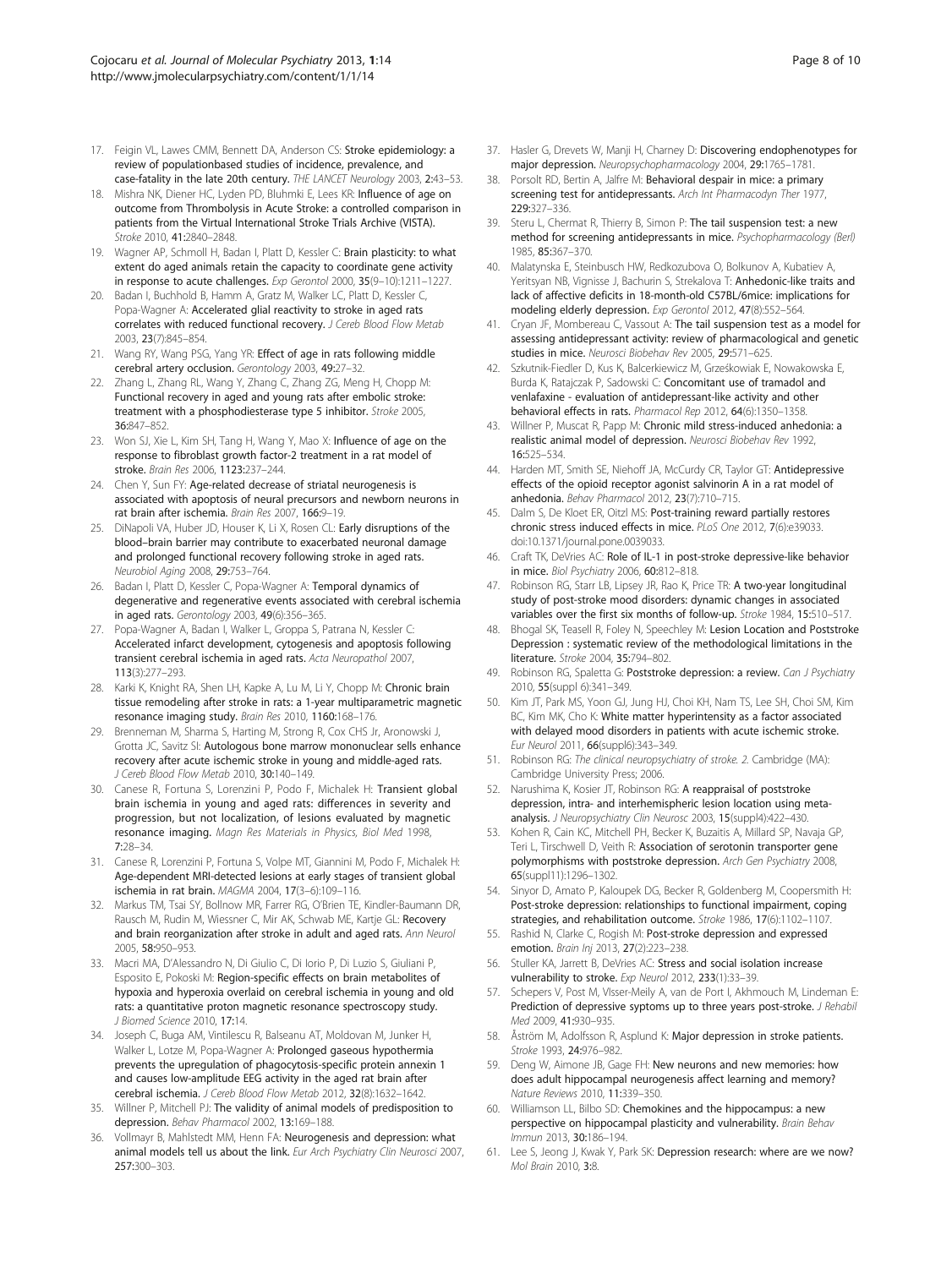17. Feigin VL, Lawes CMM, Bennett DA, Anderson CS: **Stroke epidemiology: a review of populationbased studies of incidence, prevalence, and case-fatality in the late 20th century.** *THE LANCET Neurology* 2003, **2:**43–53.
18. Mishra NK, Diener HC, Lyden PD, Bluhmki E, Lees KR: **Influence of age on outcome from Thrombolysis in Acute Stroke: a controlled comparison in patients from the Virtual International Stroke Trials Archive (VISTA).** *Stroke* 2010, **41:**2840–2848.
19. Wagner AP, Schmoll H, Badan I, Platt D, Kessler C: **Brain plasticity: to what extent do aged animals retain the capacity to coordinate gene activity in response to acute challenges.** *Exp Gerontol* 2000, **35**(9–10):1211–1227.
20. Badan I, Buchhold B, Hamm A, Gratz M, Walker LC, Platt D, Kessler C, Popa-Wagner A: **Accelerated glial reactivity to stroke in aged rats correlates with reduced functional recovery.** *J Cereb Blood Flow Metab* 2003, **23**(7):845–854.
21. Wang RY, Wang PSG, Yang YR: **Effect of age in rats following middle cerebral artery occlusion.** *Gerontology* 2003, **49:**27–32.
22. Zhang L, Zhang RL, Wang Y, Zhang C, Zhang ZG, Meng H, Chopp M: **Functional recovery in aged and young rats after embolic stroke: treatment with a phosphodiesterase type 5 inhibitor.** *Stroke* 2005, **36:**847–852.
23. Won SJ, Xie L, Kim SH, Tang H, Wang Y, Mao X: **Influence of age on the response to fibroblast growth factor-2 treatment in a rat model of stroke.** *Brain Res* 2006, **1123:**237–244.
24. Chen Y, Sun FY: **Age-related decrease of striatal neurogenesis is associated with apoptosis of neural precursors and newborn neurons in rat brain after ischemia.** *Brain Res* 2007, **166:**9–19.
25. DiNapoli VA, Huber JD, Houser K, Li X, Rosen CL: **Early disruptions of the blood–brain barrier may contribute to exacerbated neuronal damage and prolonged functional recovery following stroke in aged rats.** *Neurobiol Aging* 2008, **29:**753–764.
26. Badan I, Platt D, Kessler C, Popa-Wagner A: **Temporal dynamics of degenerative and regenerative events associated with cerebral ischemia in aged rats.** *Gerontology* 2003, **49**(6):356–365.
27. Popa-Wagner A, Badan I, Walker L, Groppa S, Patrana N, Kessler C: **Accelerated infarct development, cytogenesis and apoptosis following transient cerebral ischemia in aged rats.** *Acta Neuropathol* 2007, **113**(3):277–293.
28. Karki K, Knight RA, Shen LH, Kapke A, Lu M, Li Y, Chopp M: **Chronic brain tissue remodeling after stroke in rats: a 1-year multiparametric magnetic resonance imaging study.** *Brain Res* 2010, **1160:**168–176.
29. Brenneman M, Sharma S, Harting M, Strong R, Cox CHS Jr, Aronowski J, Grotta JC, Savitz SI: **Autologous bone marrow mononuclear sells enhance recovery after acute ischemic stroke in young and middle-aged rats.** *J Cereb Blood Flow Metab* 2010, **30:**140–149.
30. Canese R, Fortuna S, Lorenzini P, Podo F, Michalek H: **Transient global brain ischemia in young and aged rats: differences in severity and progression, but not localization, of lesions evaluated by magnetic resonance imaging.** *Magn Res Materials in Physics, Biol Med* 1998, **7:**28–34.
31. Canese R, Lorenzini P, Fortuna S, Volpe MT, Giannini M, Podo F, Michalek H: **Age-dependent MRI-detected lesions at early stages of transient global ischemia in rat brain.** *MAGMA* 2004, **17**(3–6):109–116.
32. Markus TM, Tsai SY, Bollnow MR, Farrer RG, O'Brien TE, Kindler-Baumann DR, Rausch M, Rudin M, Wiessner C, Mir AK, Schwab ME, Kartje GL: **Recovery and brain reorganization after stroke in adult and aged rats.** *Ann Neurol* 2005, **58:**950–953.
33. Macri MA, D'Alessandro N, Di Giulio C, Di Iorio P, Di Luzio S, Giuliani P, Esposito E, Pokoski M: **Region-specific effects on brain metabolites of hypoxia and hyperoxia overlaid on cerebral ischemia in young and old rats: a quantitative proton magnetic resonance spectroscopy study.** *J Biomed Science* 2010, **17:**14.
34. Joseph C, Buga AM, Vintilescu R, Balseanu AT, Moldovan M, Junker H, Walker L, Lotze M, Popa-Wagner A: **Prolonged gaseous hypothermia prevents the upregulation of phagocytosis-specific protein annexin 1 and causes low-amplitude EEG activity in the aged rat brain after cerebral ischemia.** *J Cereb Blood Flow Metab* 2012, **32**(8):1632–1642.
35. Willner P, Mitchell PJ: **The validity of animal models of predisposition to depression.** *Behav Pharmacol* 2002, **13:**169–188.
36. Vollmayr B, Mahlstedt MM, Henn FA: **Neurogenesis and depression: what animal models tell us about the link.** *Eur Arch Psychiatry Clin Neurosci* 2007, **257:**300–303.
37. Hasler G, Drevets W, Manji H, Charney D: **Discovering endophenotypes for major depression.** *Neuropsychopharmacology* 2004, **29:**1765–1781.
38. Porsolt RD, Bertin A, Jalfre M: **Behavioral despair in mice: a primary screening test for antidepressants.** *Arch Int Pharmacodyn Ther* 1977, **229:**327–336.
39. Steru L, Chermat R, Thierry B, Simon P: **The tail suspension test: a new method for screening antidepressants in mice.** *Psychopharmacology (Berl)* 1985, **85:**367–370.
40. Malatynska E, Steinbusch HW, Redkozubova O, Bolkunov A, Kubatiev A, Yeritsyan NB, Vignisse J, Bachurin S, Strekalova T: **Anhedonic-like traits and lack of affective deficits in 18-month-old C57BL/6mice: implications for modeling elderly depression.** *Exp Gerontol* 2012, **47**(8):552–564.
41. Cryan JF, Mombereau C, Vassout A: **The tail suspension test as a model for assessing antidepressant activity: review of pharmacological and genetic studies in mice.** *Neurosci Biobehav Rev* 2005, **29:**571–625.
42. Szkutnik-Fiedler D, Kus K, Balcerkiewicz M, Grześkowiak E, Nowakowska E, Burda K, Ratajczak P, Sadowski C: **Concomitant use of tramadol and venlafaxine - evaluation of antidepressant-like activity and other behavioral effects in rats.** *Pharmacol Rep* 2012, **64**(6):1350–1358.
43. Willner P, Muscat R, Papp M: **Chronic mild stress-induced anhedonia: a realistic animal model of depression.** *Neurosci Biobehav Rev* 1992, **16:**525–534.
44. Harden MT, Smith SE, Niehoff JA, McCurdy CR, Taylor GT: **Antidepressive effects of the opioid receptor agonist salvinorin A in a rat model of anhedonia.** *Behav Pharmacol* 2012, **23**(7):710–715.
45. Dalm S, De Kloet ER, Oitzl MS: **Post-training reward partially restores chronic stress induced effects in mice.** *PLoS One* 2012, **7**(6):e39033. doi:10.1371/journal.pone.0039033.
46. Craft TK, DeVries AC: **Role of IL-1 in post-stroke depressive-like behavior in mice.** *Biol Psychiatry* 2006, **60:**812–818.
47. Robinson RG, Starr LB, Lipsey JR, Rao K, Price TR: **A two-year longitudinal study of post-stroke mood disorders: dynamic changes in associated variables over the first six months of follow-up.** *Stroke* 1984, **15:**510–517.
48. Bhogal SK, Teasell R, Foley N, Speechley M: **Lesion Location and Poststroke Depression : systematic review of the methodological limitations in the literature.** *Stroke* 2004, **35:**794–802.
49. Robinson RG, Spaletta G: **Poststroke depression: a review.** *Can J Psychiatry* 2010, **55**(suppl 6):341–349.
50. Kim JT, Park MS, Yoon GJ, Jung HJ, Choi KH, Nam TS, Lee SH, Choi SM, Kim BC, Kim MK, Cho K: **White matter hyperintensity as a factor associated with delayed mood disorders in patients with acute ischemic stroke.** *Eur Neurol* 2011, **66**(suppl6):343–349.
51. Robinson RG: *The clinical neuropsychiatry of stroke. 2.* Cambridge (MA): Cambridge University Press; 2006.
52. Narushima K, Kosier JT, Robinson RG: **A reappraisal of poststroke depression, intra- and interhemispheric lesion location using meta-analysis.** *J Neuropsychiatry Clin Neurosc* 2003, **15**(suppl4):422–430.
53. Kohen R, Cain KC, Mitchell PH, Becker K, Buzaitis A, Millard SP, Navaja GP, Teri L, Tirschwell D, Veith R: **Association of serotonin transporter gene polymorphisms with poststroke depression.** *Arch Gen Psychiatry* 2008, **65**(suppl11):1296–1302.
54. Sinyor D, Amato P, Kaloupek DG, Becker R, Goldenberg M, Coopersmith H: **Post-stroke depression: relationships to functional impairment, coping strategies, and rehabilitation outcome.** *Stroke* 1986, **17**(6):1102–1107.
55. Rashid N, Clarke C, Rogish M: **Post-stroke depression and expressed emotion.** *Brain Inj* 2013, **27**(2):223–238.
56. Stuller KA, Jarrett B, DeVries AC: **Stress and social isolation increase vulnerability to stroke.** *Exp Neurol* 2012, **233**(1):33–39.
57. Schepers V, Post M, Visser-Meily A, van de Port I, Akhmouch M, Lindeman E: **Prediction of depressive syptoms up to three years post-stroke.** *J Rehabil Med* 2009, **41:**930–935.
58. Åström M, Adolfsson R, Asplund K: **Major depression in stroke patients.** *Stroke* 1993, **24:**976–982.
59. Deng W, Aimone JB, Gage FH: **New neurons and new memories: how does adult hippocampal neurogenesis affect learning and memory?** *Nature Reviews* 2010, **11:**339–350.
60. Williamson LL, Bilbo SD: **Chemokines and the hippocampus: a new perspective on hippocampal plasticity and vulnerability.** *Brain Behav Immun* 2013, **30:**186–194.
61. Lee S, Jeong J, Kwak Y, Park SK: **Depression research: where are we now?** *Mol Brain* 2010, **3:**8.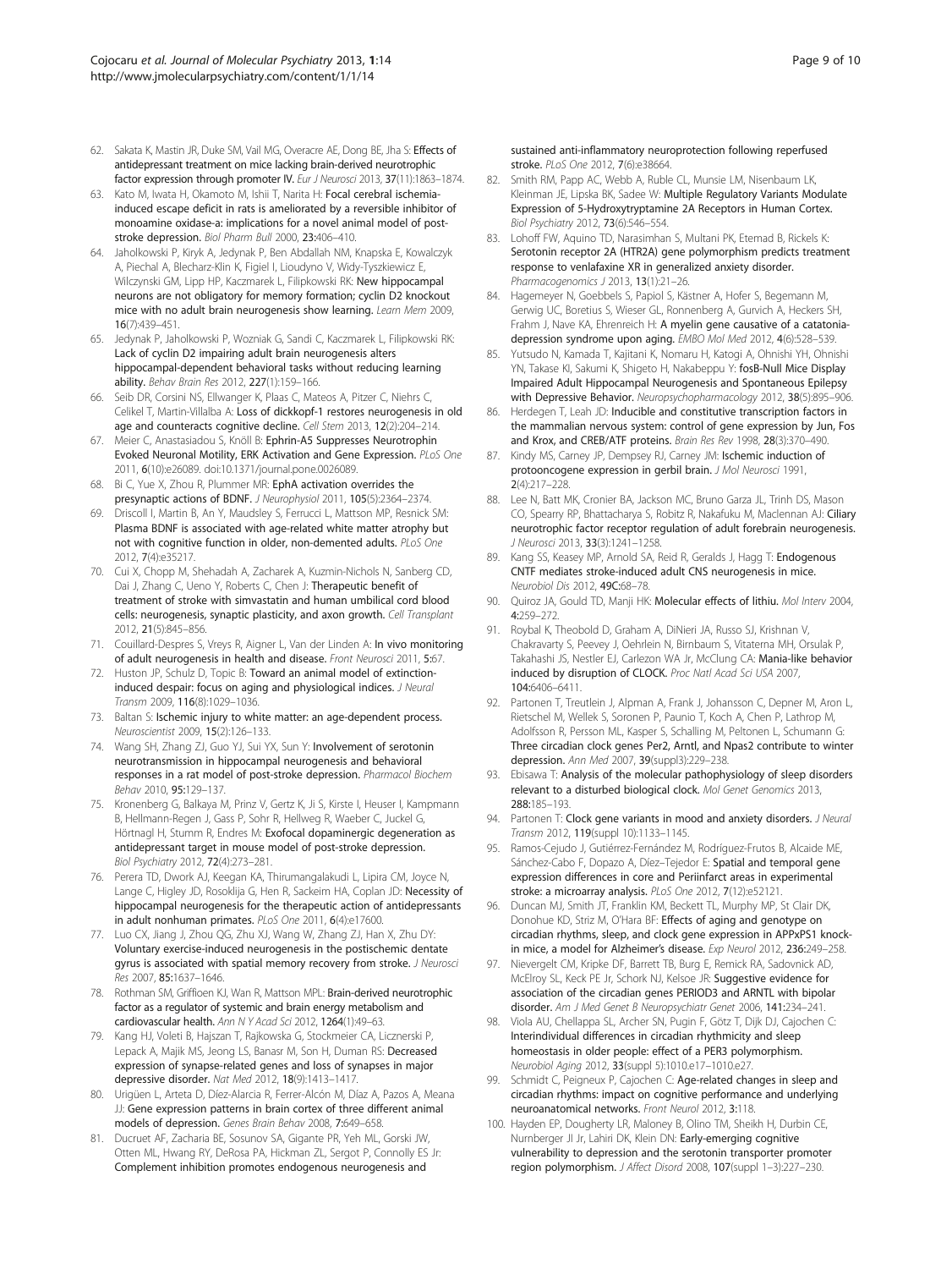62. Sakata K, Mastin JR, Duke SM, Vail MG, Overacre AE, Dong BE, Jha S: **Effects of antidepressant treatment on mice lacking brain-derived neurotrophic factor expression through promoter IV.** *Eur J Neurosci* 2013, **37**(11):1863–1874.
63. Kato M, Iwata H, Okamoto M, Ishii T, Narita H: **Focal cerebral ischemia-induced escape deficit in rats is ameliorated by a reversible inhibitor of monoamine oxidase-a: implications for a novel animal model of post-stroke depression.** *Biol Pharm Bull* 2000, **23**:406–410.
64. Jaholkowski P, Kiryk A, Jedynak P, Ben Abdallah NM, Knapska E, Kowalczyk A, Piechal A, Blecharz-Klin K, Figiel I, Lioudyno V, Widy-Tyszkiewicz E, Wilczynski GM, Lipp HP, Kaczmarek L, Filipkowski RK: **New hippocampal neurons are not obligatory for memory formation; cyclin D2 knockout mice with no adult brain neurogenesis show learning.** *Learn Mem* 2009, **16**(7):439–451.
65. Jedynak P, Jaholkowski P, Wozniak G, Sandi C, Kaczmarek L, Filipkowski RK: **Lack of cyclin D2 impairing adult brain neurogenesis alters hippocampal-dependent behavioral tasks without reducing learning ability.** *Behav Brain Res* 2012, **227**(1):159–166.
66. Seib DR, Corsini NS, Ellwanger K, Plaas C, Mateos A, Pitzer C, Niehrs C, Celikel T, Martin-Villalba A: **Loss of dickkopf-1 restores neurogenesis in old age and counteracts cognitive decline.** *Cell Stem* 2013, **12**(2):204–214.
67. Meier C, Anastasiadou S, Knöll B: **Ephrin-A5 Suppresses Neurotrophin Evoked Neuronal Motility, ERK Activation and Gene Expression.** *PLoS One* 2011, **6**(10):e26089. doi:10.1371/journal.pone.0026089.
68. Bi C, Yue X, Zhou R, Plummer MR: **EphA activation overrides the presynaptic actions of BDNF.** *J Neurophysiol* 2011, **105**(5):2364–2374.
69. Driscoll I, Martin B, An Y, Maudsley S, Ferrucci L, Mattson MP, Resnick SM: **Plasma BDNF is associated with age-related white matter atrophy but not with cognitive function in older, non-demented adults.** *PLoS One* 2012, **7**(4):e35217.
70. Cui X, Chopp M, Shehadah A, Zacharek A, Kuzmin-Nichols N, Sanberg CD, Dai J, Zhang C, Ueno Y, Roberts C, Chen J: **Therapeutic benefit of treatment of stroke with simvastatin and human umbilical cord blood cells: neurogenesis, synaptic plasticity, and axon growth.** *Cell Transplant* 2012, **21**(5):845–856.
71. Couillard-Despres S, Vreys R, Aigner L, Van der Linden A: **In vivo monitoring of adult neurogenesis in health and disease.** *Front Neurosci* 2011, **5**:67.
72. Huston JP, Schulz D, Topic B: **Toward an animal model of extinction-induced despair: focus on aging and physiological indices.** *J Neural Transm* 2009, **116**(8):1029–1036.
73. Baltan S: **Ischemic injury to white matter: an age-dependent process.** *Neuroscientist* 2009, **15**(2):126–133.
74. Wang SH, Zhang ZJ, Guo YJ, Sui YX, Sun Y: **Involvement of serotonin neurotransmission in hippocampal neurogenesis and behavioral responses in a rat model of post-stroke depression.** *Pharmacol Biochem Behav* 2010, **95**:129–137.
75. Kronenberg G, Balkaya M, Prinz V, Gertz K, Ji S, Kirste I, Heuser I, Kampmann B, Hellmann-Regen J, Gass P, Sohr R, Hellweg R, Waeber C, Juckel G, Hörtnagl H, Stumm R, Endres M: **Exofocal dopaminergic degeneration as antidepressant target in mouse model of post-stroke depression.** *Biol Psychiatry* 2012, **72**(4):273–281.
76. Perera TD, Dwork AJ, Keegan KA, Thirumangalakudi L, Lipira CM, Joyce N, Lange C, Higley JD, Rosoklija G, Hen R, Sackeim HA, Coplan JD: **Necessity of hippocampal neurogenesis for the therapeutic action of antidepressants in adult nonhuman primates.** *PLoS One* 2011, **6**(4):e17600.
77. Luo CX, Jiang J, Zhou QG, Zhu XJ, Wang W, Zhang ZJ, Han X, Zhu DY: **Voluntary exercise-induced neurogenesis in the postischemic dentate gyrus is associated with spatial memory recovery from stroke.** *J Neurosci Res* 2007, **85**:1637–1646.
78. Rothman SM, Griffioen KJ, Wan R, Mattson MPL: **Brain-derived neurotrophic factor as a regulator of systemic and brain energy metabolism and cardiovascular health.** *Ann N Y Acad Sci* 2012, **1264**(1):49–63.
79. Kang HJ, Voleti B, Hajszan T, Rajkowska G, Stockmeier CA, Licznerski P, Lepack A, Majik MS, Jeong LS, Banasr M, Son H, Duman RS: **Decreased expression of synapse-related genes and loss of synapses in major depressive disorder.** *Nat Med* 2012, **18**(9):1413–1417.
80. Urigüen L, Arteta D, Díez-Alarcia R, Ferrer-Alcón M, Díaz A, Pazos A, Meana JJ: **Gene expression patterns in brain cortex of three different animal models of depression.** *Genes Brain Behav* 2008, **7**:649–658.
81. Ducruet AF, Zacharia BE, Sosunov SA, Gigante PR, Yeh ML, Gorski JW, Otten ML, Hwang RY, DeRosa PA, Hickman ZL, Sergot P, Connolly ES Jr: **Complement inhibition promotes endogenous neurogenesis and sustained anti-inflammatory neuroprotection following reperfused stroke.** *PLoS One* 2012, **7**(6):e38664.
82. Smith RM, Papp AC, Webb A, Ruble CL, Munsie LM, Nisenbaum LK, Kleinman JE, Lipska BK, Sadee W: **Multiple Regulatory Variants Modulate Expression of 5-Hydroxytryptamine 2A Receptors in Human Cortex.** *Biol Psychiatry* 2012, **73**(6):546–554.
83. Lohoff FW, Aquino TD, Narasimhan S, Multani PK, Etemad B, Rickels K: **Serotonin receptor 2A (HTR2A) gene polymorphism predicts treatment response to venlafaxine XR in generalized anxiety disorder.** *Pharmacogenomics J* 2013, **13**(1):21–26.
84. Hagemeyer N, Goebbels S, Papiol S, Kästner A, Hofer S, Begemann M, Gerwig UC, Boretius S, Wieser GL, Ronnenberg A, Gurvich A, Heckers SH, Frahm J, Nave KA, Ehrenreich H: **A myelin gene causative of a catatonia-depression syndrome upon aging.** *EMBO Mol Med* 2012, **4**(6):528–539.
85. Yutsudo N, Kamada T, Kajitani K, Nomaru H, Katogi A, Ohnishi YH, Ohnishi YN, Takase KI, Sakumi K, Shigeto H, Nakabeppu Y: **fosB-Null Mice Display Impaired Adult Hippocampal Neurogenesis and Spontaneous Epilepsy with Depressive Behavior.** *Neuropsychopharmacology* 2012, **38**(5):895–906.
86. Herdegen T, Leah JD: **Inducible and constitutive transcription factors in the mammalian nervous system: control of gene expression by Jun, Fos and Krox, and CREB/ATF proteins.** *Brain Res Rev* 1998, **28**(3):370–490.
87. Kindy MS, Carney JP, Dempsey RJ, Carney JM: **Ischemic induction of protooncogene expression in gerbil brain.** *J Mol Neurosci* 1991, **2**(4):217–228.
88. Lee N, Batt MK, Cronier BA, Jackson MC, Bruno Garza JL, Trinh DS, Mason CO, Spearry RP, Bhattacharya S, Robitz R, Nakafuku M, Maclennan AJ: **Ciliary neurotrophic factor receptor regulation of adult forebrain neurogenesis.** *J Neurosci* 2013, **33**(3):1241–1258.
89. Kang SS, Keasey MP, Arnold SA, Reid R, Geralds J, Hagg T: **Endogenous CNTF mediates stroke-induced adult CNS neurogenesis in mice.** *Neurobiol Dis* 2012, **49C**:68–78.
90. Quiroz JA, Gould TD, Manji HK: **Molecular effects of lithiu.** *Mol Interv* 2004, **4**:259–272.
91. Roybal K, Theobold D, Graham A, DiNieri JA, Russo SJ, Krishnan V, Chakravarty S, Peevey J, Oehrlein N, Birnbaum S, Vitaterna MH, Orsulak P, Takahashi JS, Nestler EJ, Carlezon WA Jr, McClung CA: **Mania-like behavior induced by disruption of CLOCK.** *Proc Natl Acad Sci USA* 2007, **104**:6406–6411.
92. Partonen T, Treutlein J, Alpman A, Frank J, Johansson C, Depner M, Aron L, Rietschel M, Wellek S, Soronen P, Paunio T, Koch A, Chen P, Lathrop M, Adolfsson R, Persson ML, Kasper S, Schalling M, Peltonen L, Schumann G: **Three circadian clock genes Per2, Arntl, and Npas2 contribute to winter depression.** *Ann Med* 2007, **39**(suppl3):229–238.
93. Ebisawa T: **Analysis of the molecular pathophysiology of sleep disorders relevant to a disturbed biological clock.** *Mol Genet Genomics* 2013, **288**:185–193.
94. Partonen T: **Clock gene variants in mood and anxiety disorders.** *J Neural Transm* 2012, **119**(suppl 10):1133–1145.
95. Ramos-Cejudo J, Gutiérrez-Fernández M, Rodríguez-Frutos B, Alcaide ME, Sánchez-Cabo F, Dopazo A, Díez–Tejedor E: **Spatial and temporal gene expression differences in core and Periinfarct areas in experimental stroke: a microarray analysis.** *PLoS One* 2012, **7**(12):e52121.
96. Duncan MJ, Smith JT, Franklin KM, Beckett TL, Murphy MP, St Clair DK, Donohue KD, Striz M, O'Hara BF: **Effects of aging and genotype on circadian rhythms, sleep, and clock gene expression in APPxPS1 knock-in mice, a model for Alzheimer's disease.** *Exp Neurol* 2012, **236**:249–258.
97. Nievergelt CM, Kripke DF, Barrett TB, Burg E, Remick RA, Sadovnick AD, McElroy SL, Keck PE Jr, Schork NJ, Kelsoe JR: **Suggestive evidence for association of the circadian genes PERIOD3 and ARNTL with bipolar disorder.** *Am J Med Genet B Neuropsychiatr Genet* 2006, **141**:234–241.
98. Viola AU, Chellappa SL, Archer SN, Pugin F, Götz T, Dijk DJ, Cajochen C: **Interindividual differences in circadian rhythmicity and sleep homeostasis in older people: effect of a PER3 polymorphism.** *Neurobiol Aging* 2012, **33**(suppl 5):1010.e17–1010.e27.
99. Schmidt C, Peigneux P, Cajochen C: **Age-related changes in sleep and circadian rhythms: impact on cognitive performance and underlying neuroanatomical networks.** *Front Neurol* 2012, **3**:118.
100. Hayden EP, Dougherty LR, Maloney B, Olino TM, Sheikh H, Durbin CE, Nurnberger JI Jr, Lahiri DK, Klein DN: **Early-emerging cognitive vulnerability to depression and the serotonin transporter promoter region polymorphism.** *J Affect Disord* 2008, **107**(suppl 1–3):227–230.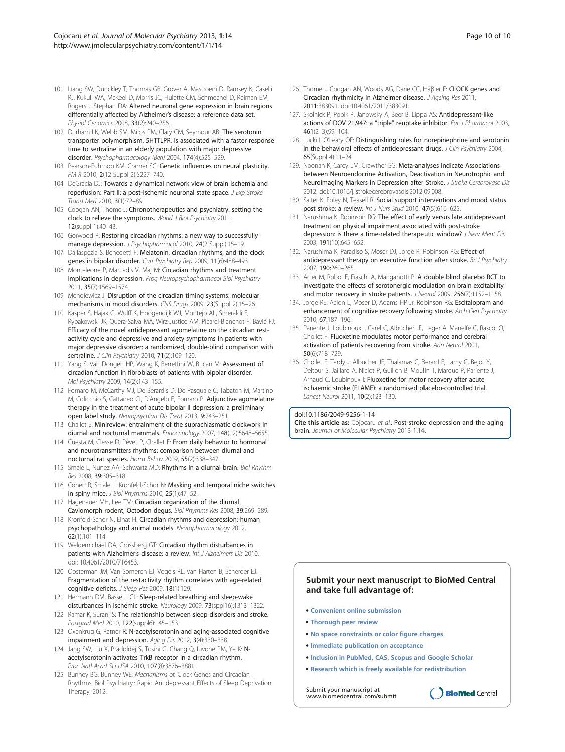101. Liang SW, Dunckley T, Thomas GB, Grover A, Mastroeni D, Ramsey K, Caselli RJ, Kukull WA, McKeel D, Morris JC, Hulette CM, Schmechel D, Reiman EM, Rogers J, Stephan DA: **Altered neuronal gene expression in brain regions differentially affected by Alzheimer's disease: a reference data set.** *Physiol Genomics* 2008, **33**(2):240–256.
102. Durham LK, Webb SM, Milos PM, Clary CM, Seymour AB: **The serotonin transporter polymorphism, 5HTTLPR, is associated with a faster response time to sertraline in an elderly population with major depressive disorder.** *Psychopharmacology (Berl)* 2004, **174**(4):525–529.
103. Pearson-Fuhrhop KM, Cramer SC: **Genetic influences on neural plasticity.** *PM R* 2010, **2**(12 Suppl 2):S227–740.
104. DeGracia DJ: **Towards a dynamical network view of brain ischemia and reperfusion: Part II: a post-ischemic neuronal state space.** *J Exp Stroke Transl Med* 2010, **3**(1):72–89.
105. Coogan AN, Thome J: **Chronotherapeutics and psychiatry: setting the clock to relieve the symptoms.** *World J Biol Psychiatry* 2011, **12**(suppl 1):40–43.
106. Gorwood P: **Restoring circadian rhythms: a new way to successfully manage depression.** *J Psychopharmacol* 2010, **24**(2 Suppl):15–19.
107. Dallaspezia S, Benedetti F: **Melatonin, circadian rhythms, and the clock genes in bipolar disorder.** *Curr Psychiatry Rep* 2009, **11**(6):488–493.
108. Monteleone P, Martiadis V, Maj M: **Circadian rhythms and treatment implications in depression.** *Prog Neuropsychopharmacol Biol Psychiatry* 2011, **35**(7):1569–1574.
109. Mendlewicz J: **Disruption of the circadian timing systems: molecular mechanisms in mood disorders.** *CNS Drugs* 2009, **23**(Suppl 2):15–26.
110. Kasper S, Hajak G, Wulff K, Hoogendijk WJ, Montejo AL, Smeraldi E, Rybakowski JK, Quera-Salva MA, Wirz-Justice AM, Picarel-Blanchot F, Baylé FJ: **Efficacy of the novel antidepressant agomelatine on the circadian rest-activity cycle and depressive and anxiety symptoms in patients with major depressive disorder: a randomized, double-blind comparison with sertraline.** *J Clin Psychiatry* 2010, **71**(2):109–120.
111. Yang S, Van Dongen HP, Wang K, Berrettini W, Bućan M: **Assessment of circadian function in fibroblasts of patients with bipolar disorder.** *Mol Psychiatry* 2009, **14**(2):143–155.
112. Fornaro M, McCarthy MJ, De Berardis D, De Pasquale C, Tabaton M, Martino M, Colicchio S, Cattaneo CI, D'Angelo E, Fornaro P: **Adjunctive agomelatine therapy in the treatment of acute bipolar II depression: a preliminary open label study.** *Neuropsychiatr Dis Treat* 2013, **9**:243–251.
113. Challet E: **Minireview: entrainment of the suprachiasmatic clockwork in diurnal and nocturnal mammals.** *Endocrinology* 2007, **148**(12):5648–5655.
114. Cuesta M, Clesse D, Pévet P, Challet E: **From daily behavior to hormonal and neurotransmitters rhythms: comparison between diurnal and nocturnal rat species.** *Horm Behav* 2009, **55**(2):338–347.
115. Smale L, Nunez AA, Schwartz MD: **Rhythms in a diurnal brain.** *Biol Rhythm Res* 2008, **39**:305–318.
116. Cohen R, Smale L, Kronfeld-Schor N: **Masking and temporal niche switches in spiny mice.** *J Biol Rhythms* 2010, **25**(1):47–52.
117. Hagenauer MH, Lee TM: **Circadian organization of the diurnal Caviomorph rodent, Octodon degus.** *Biol Rhythms Res* 2008, **39**:269–289.
118. Kronfeld-Schor N, Einat H: **Circadian rhythms and depression: human psychopathology and animal models.** *Neuropharmacology* 2012, **62**(1):101–114.
119. Weldemichael DA, Grossberg GT: **Circadian rhythm disturbances in patients with Alzheimer's disease: a review.** *Int J Alzheimers Dis* 2010. doi: 10.4061/2010/716453.
120. Oosterman JM, Van Someren EJ, Vogels RL, Van Harten B, Scherder EJ: **Fragmentation of the restactivity rhythm correlates with age-related cognitive deficits.** *J Sleep Res* 2009, **18**(1):129.
121. Hermann DM, Bassetti CL: **Sleep-related breathing and sleep-wake disturbances in ischemic stroke.** *Neurology* 2009, **73**(sppl16):1313–1322.
122. Ramar K, Surani S: **The relationship between sleep disorders and stroke.** *Postgrad Med* 2010, **122**(suppl6):145–153.
123. Oxenkrug G, Ratner R: **N-acetylserotonin and aging-associated cognitive impairment and depression.** *Aging Dis* 2012, **3**(4):330–338.
124. Jang SW, Liu X, Pradoldej S, Tosini G, Chang Q, Iuvone PM, Ye K: **N-acetylserotonin activates TrkB receptor in a circadian rhythm.** *Proc Natl Acad Sci USA* 2010, **107**(8):3876–3881.
125. Bunney BG, Bunney WE: *Mechanisms of.* Clock Genes and Circadian Rhythms. Biol Psychiatry.: Rapid Antidepressant Effects of Sleep Deprivation Therapy; 2012.
126. Thome J, Coogan AN, Woods AG, Darie CC, Häβler F: **CLOCK genes and Circadian rhythmicity in Alzheimer disease.** *J Ageing Res* 2011, **2011**:383091. doi:10.4061/2011/383091.
127. Skolnick P, Popik P, Janowsky A, Beer B, Lippa AS: **Antidepressant-like actions of DOV 21,947: a "triple" reuptake inhibitor.** *Eur J Pharmacol* 2003, **461**(2–3):99–104.
128. Lucki I, O'Leary OF: **Distinguishing roles for norepinephrine and serotonin in the behavioral effects of antidepressant drugs.** *J Clin Psychiatry* 2004, **65**(Suppl 4):11–24.
129. Noonan K, Carey LM, Crewther SG: **Meta-analyses Indicate Associations between Neuroendocrine Activation, Deactivation in Neurotrophic and Neuroimaging Markers in Depression after Stroke.** *J Stroke Cerebrovasc Dis* 2012. doi:10.1016/j.jstrokecerebrovasdis.2012.09.008.
130. Salter K, Foley N, Teasell R: **Social support interventions and mood status post stroke: a review.** *Int J Nurs Stud* 2010, **47**(5):616–625.
131. Narushima K, Robinson RG: **The effect of early versus late antidepressant treatment on physical impairment associated with post-stroke depression: is there a time-related therapeutic window?** *J Nerv Ment Dis* 2003, **191**(10):645–652.
132. Narushima K, Paradiso S, Moser DJ, Jorge R, Robinson RG: **Effect of antidepressant therapy on executive function after stroke.** *Br J Psychiatry* 2007, **190**:260–265.
133. Acler M, Robol E, Fiaschi A, Manganotti P: **A double blind placebo RCT to investigate the effects of serotonergic modulation on brain excitability and motor recovery in stroke patients.** *J Neurol* 2009, **256**(7):1152–1158.
134. Jorge RE, Acion L, Moser D, Adams HP Jr, Robinson RG: **Escitalopram and enhancement of cognitive recovery following stroke.** *Arch Gen Psychiatry* 2010, **67**:187–196.
135. Pariente J, Loubinoux I, Carel C, Albucher JF, Leger A, Manelfe C, Rascol O, Chollet F: **Fluoxetine modulates motor performance and cerebral activation of patients recovering from stroke.** *Ann Neurol* 2001, **50**(6):718–729.
136. Chollet F, Tardy J, Albucher JF, Thalamas C, Berard E, Lamy C, Bejot Y, Deltour S, Jaillard A, Niclot P, Guillon B, Moulin T, Marque P, Pariente J, Arnaud C, Loubinoux I: **Fluoxetine for motor recovery after acute ischaemic stroke (FLAME): a randomised placebo-controlled trial.** *Lancet Neurol* 2011, **10**(2):123–130.

doi:10.1186/2049-9256-1-14

**Cite this article as:** Cojocaru *et al.*: **Post-stroke depression and the aging brain.** *Journal of Molecular Psychiatry* 2013 **1**:14.

**Submit your next manuscript to BioMed Central and take full advantage of:**

- **Convenient online submission**
- **Thorough peer review**
- **No space constraints or color figure charges**
- **Immediate publication on acceptance**
- **Inclusion in PubMed, CAS, Scopus and Google Scholar**
- **Research which is freely available for redistribution**

Submit your manuscript at
www.biomedcentral.com/submit

BioMed Central